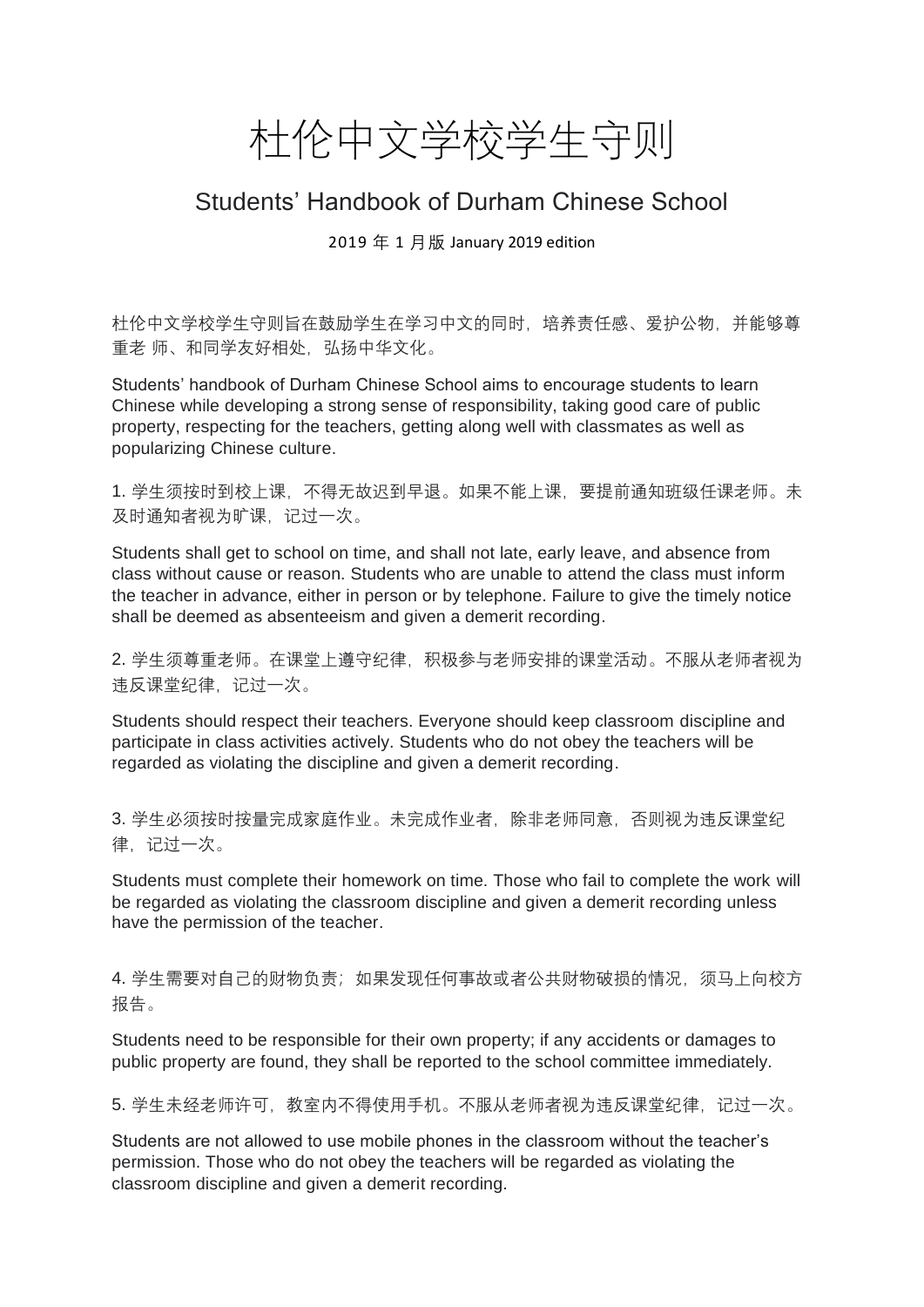# 杜伦中文学校学生守则

## Students' Handbook of Durham Chinese School

2019 年 1 月版 January 2019 edition

杜伦中文学校学生守则旨在鼓励学生在学习中文的同时，培养责任感、爱护公物，并能够尊重老 师、和同学友好相处，弘扬中华文化。

Students' handbook of Durham Chinese School aims to encourage students to learn Chinese while developing a strong sense of responsibility, taking good care of public property, respecting for the teachers, getting along well with classmates as well as popularizing Chinese culture.

1. 学生须按时到校上课，不得无故迟到早退。如果不能上课，要提前通知班级任课老师。未及时通知者视为旷课，记过一次。

Students shall get to school on time, and shall not late, early leave, and absence from class without cause or reason. Students who are unable to attend the class must inform the teacher in advance, either in person or by telephone. Failure to give the timely notice shall be deemed as absenteeism and given a demerit recording.

2. 学生须尊重老师。在课堂上遵守纪律，积极参与老师安排的课堂活动。不服从老师者视为违反课堂纪律，记过一次。

Students should respect their teachers. Everyone should keep classroom discipline and participate in class activities actively. Students who do not obey the teachers will be regarded as violating the discipline and given a demerit recording.

3. 学生必须按时按量完成家庭作业。未完成作业者，除非老师同意，否则视为违反课堂纪律，记过一次。

Students must complete their homework on time. Those who fail to complete the work will be regarded as violating the classroom discipline and given a demerit recording unless have the permission of the teacher.

4. 学生需要对自己的财物负责；如果发现任何事故或者公共财物破损的情况，须马上向校方报告。

Students need to be responsible for their own property; if any accidents or damages to public property are found, they shall be reported to the school committee immediately.

5. 学生未经老师许可，教室内不得使用手机。不服从老师者视为违反课堂纪律，记过一次。

Students are not allowed to use mobile phones in the classroom without the teacher's permission. Those who do not obey the teachers will be regarded as violating the classroom discipline and given a demerit recording.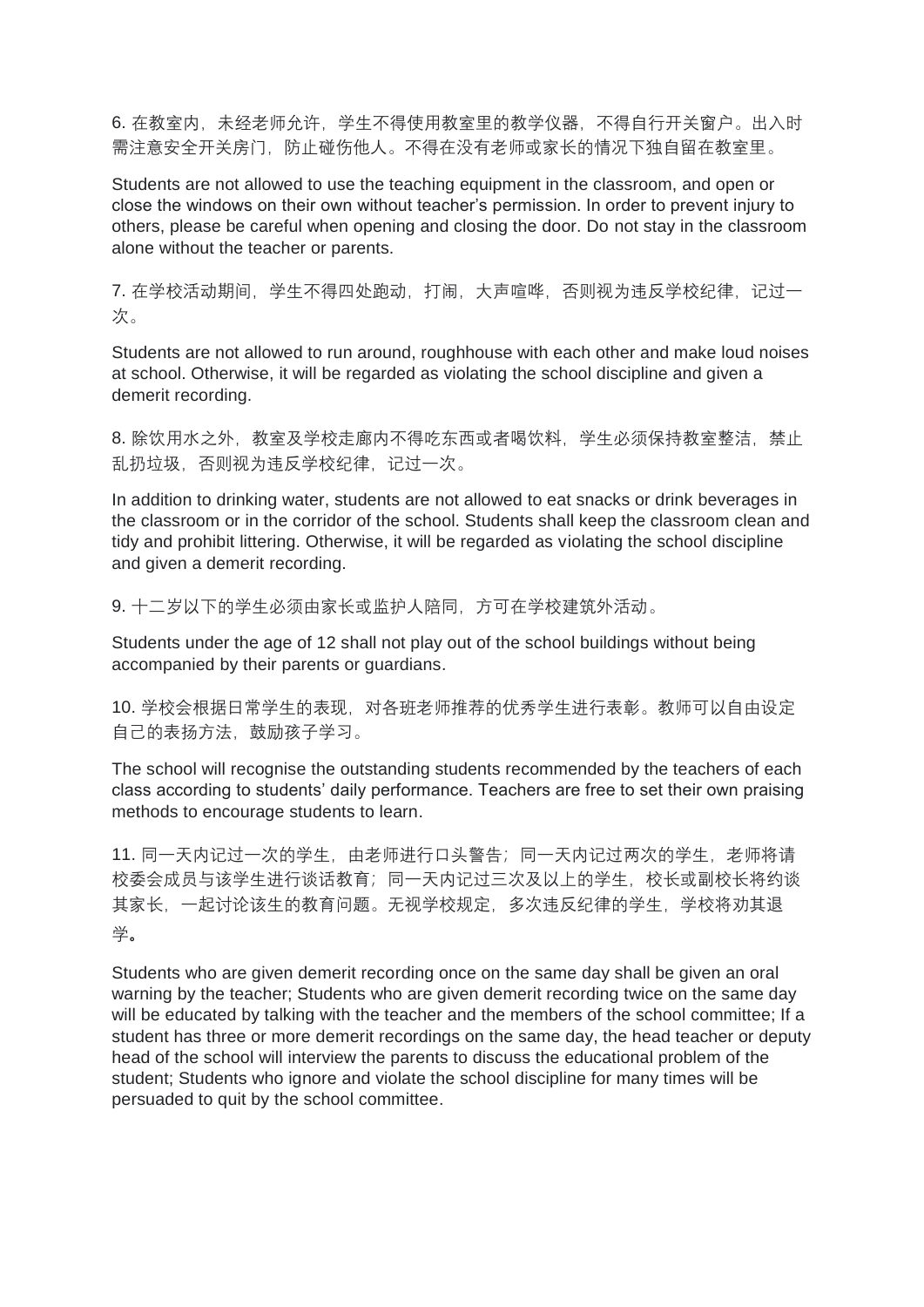6. 在教室内，未经老师允许，学生不得使用教室里的教学仪器，不得自行开关窗户。出入时需注意安全开关房门，防止碰伤他人。不得在没有老师或家长的情况下独自留在教室里。

Students are not allowed to use the teaching equipment in the classroom, and open or close the windows on their own without teacher's permission. In order to prevent injury to others, please be careful when opening and closing the door. Do not stay in the classroom alone without the teacher or parents.

7. 在学校活动期间，学生不得四处跑动，打闹，大声喧哗，否则视为违反学校纪律，记过一次。

Students are not allowed to run around, roughhouse with each other and make loud noises at school. Otherwise, it will be regarded as violating the school discipline and given a demerit recording.

8. 除饮用水之外，教室及学校走廊内不得吃东西或者喝饮料，学生必须保持教室整洁，禁止乱扔垃圾，否则视为违反学校纪律，记过一次。

In addition to drinking water, students are not allowed to eat snacks or drink beverages in the classroom or in the corridor of the school. Students shall keep the classroom clean and tidy and prohibit littering. Otherwise, it will be regarded as violating the school discipline and given a demerit recording.

9. 十二岁以下的学生必须由家长或监护人陪同，方可在学校建筑外活动。

Students under the age of 12 shall not play out of the school buildings without being accompanied by their parents or guardians.

10. 学校会根据日常学生的表现，对各班老师推荐的优秀学生进行表彰。教师可以自由设定自己的表扬方法，鼓励孩子学习。

The school will recognise the outstanding students recommended by the teachers of each class according to students' daily performance. Teachers are free to set their own praising methods to encourage students to learn.

11. 同一天内记过一次的学生，由老师进行口头警告；同一天内记过两次的学生，老师将请校委会成员与该学生进行谈话教育；同一天内记过三次及以上的学生，校长或副校长将约谈其家长，一起讨论该生的教育问题。无视学校规定，多次违反纪律的学生，学校将劝其退学。

Students who are given demerit recording once on the same day shall be given an oral warning by the teacher; Students who are given demerit recording twice on the same day will be educated by talking with the teacher and the members of the school committee; If a student has three or more demerit recordings on the same day, the head teacher or deputy head of the school will interview the parents to discuss the educational problem of the student; Students who ignore and violate the school discipline for many times will be persuaded to quit by the school committee.